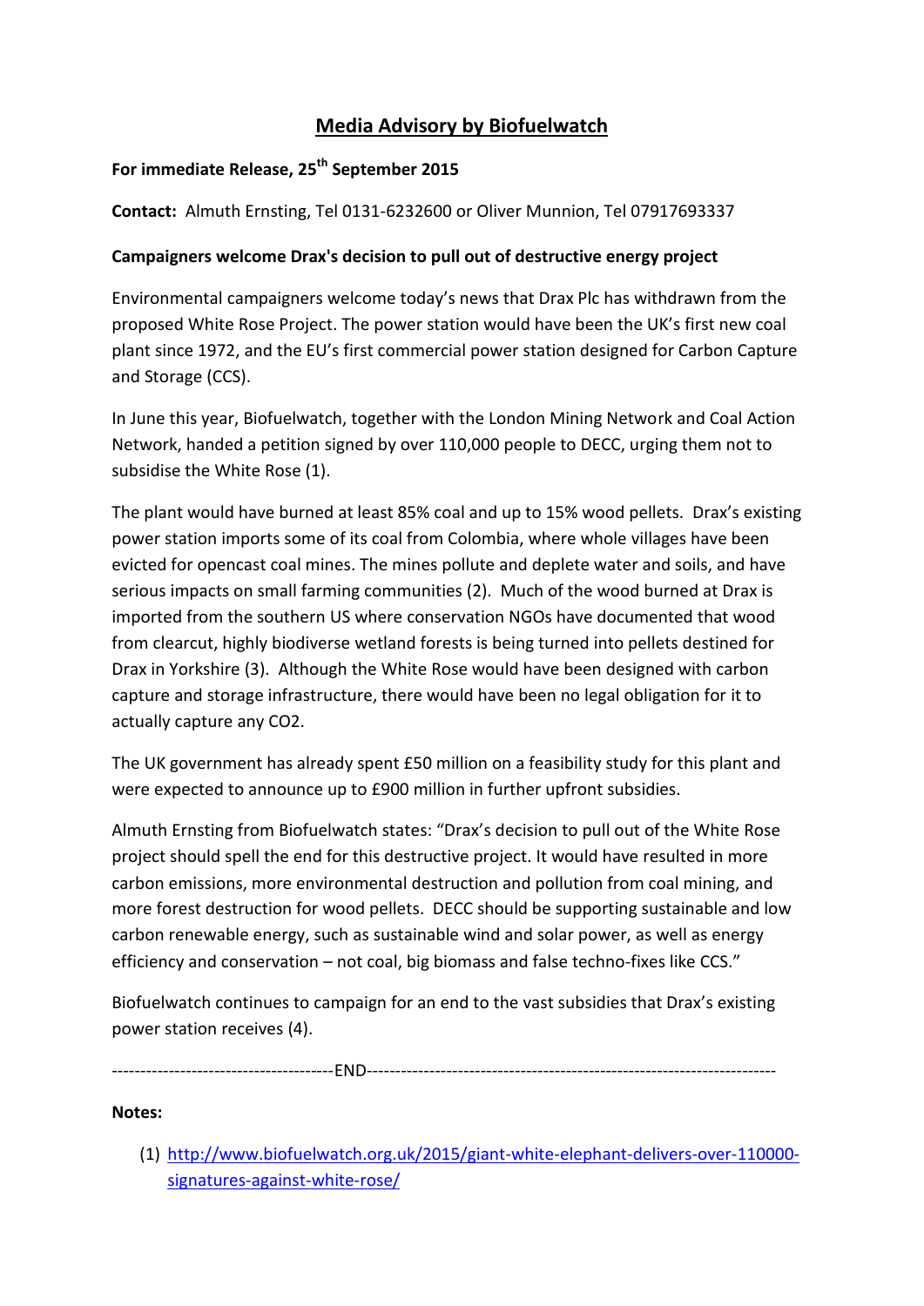# Media Advisory by Biofuelwatch

**For immediate Release, 25th September 2015**

**Contact:** Almuth Ernsting, Tel 0131-6232600 or Oliver Munnion, Tel 07917693337

**Campaigners welcome Drax's decision to pull out of destructive energy project**

Environmental campaigners welcome today's news that Drax Plc has withdrawn from the proposed White Rose Project. The power station would have been the UK's first new coal plant since 1972, and the EU's first commercial power station designed for Carbon Capture and Storage (CCS).

In June this year, Biofuelwatch, together with the London Mining Network and Coal Action Network, handed a petition signed by over 110,000 people to DECC, urging them not to subsidise the White Rose (1).

The plant would have burned at least 85% coal and up to 15% wood pellets. Drax's existing power station imports some of its coal from Colombia, where whole villages have been evicted for opencast coal mines. The mines pollute and deplete water and soils, and have serious impacts on small farming communities (2). Much of the wood burned at Drax is imported from the southern US where conservation NGOs have documented that wood from clearcut, highly biodiverse wetland forests is being turned into pellets destined for Drax in Yorkshire (3). Although the White Rose would have been designed with carbon capture and storage infrastructure, there would have been no legal obligation for it to actually capture any $CO_2$.

The UK government has already spent £50 million on a feasibility study for this plant and were expected to announce up to £900 million in further upfront subsidies.

Almuth Ernsting from Biofuelwatch states: "Drax's decision to pull out of the White Rose project should spell the end for this destructive project. It would have resulted in more carbon emissions, more environmental destruction and pollution from coal mining, and more forest destruction for wood pellets. DECC should be supporting sustainable and low carbon renewable energy, such as sustainable wind and solar power, as well as energy efficiency and conservation – not coal, big biomass and false techno-fixes like CCS."

Biofuelwatch continues to campaign for an end to the vast subsidies that Drax's existing power station receives (4).

---------------------------------------END---------------------------------------

**Notes:**

(1) http://www.biofuelwatch.org.uk/2015/giant-white-elephant-delivers-over-110000-signatures-against-white-rose/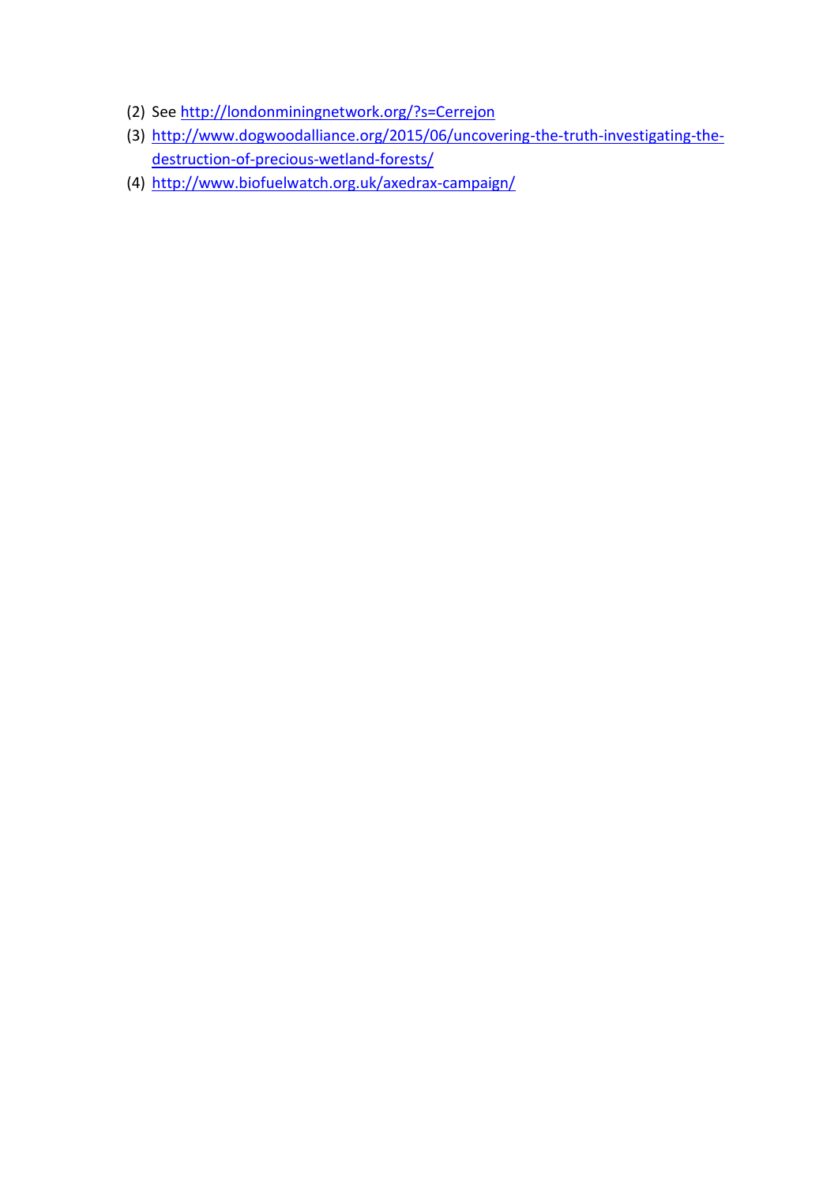(2) See http://londonminingnetwork.org/?s=Cerrejon

(3) http://www.dogwoodalliance.org/2015/06/uncovering-the-truth-investigating-the-destruction-of-precious-wetland-forests/

(4) http://www.biofuelwatch.org.uk/axedrax-campaign/